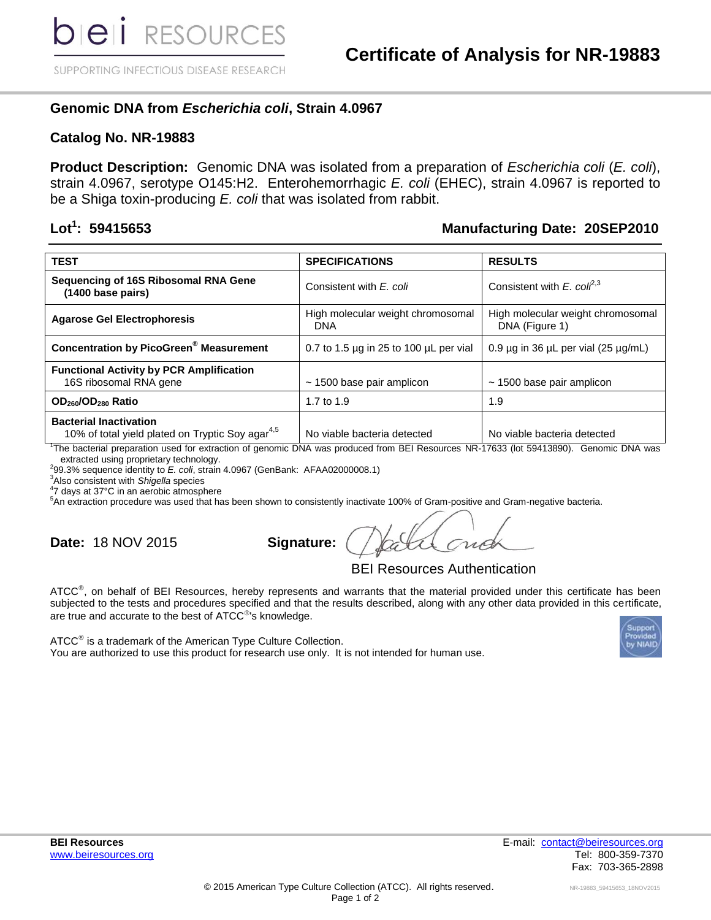bei RESOURCES

SUPPORTING INFECTIOUS DISEASE RESEARCH

# Certificate of Analysis for NR-19883

## Genomic DNA from *Escherichia coli*, Strain 4.0967

## Catalog No. NR-19883

**Product Description:** Genomic DNA was isolated from a preparation of *Escherichia coli* (*E. coli*), strain 4.0967, serotype O145:H2. Enterohemorrhagic *E. coli* (EHEC), strain 4.0967 is reported to be a Shiga toxin-producing *E. coli* that was isolated from rabbit.

**Lot[1]: 59415653** **Manufacturing Date: 20SEP2010**

| TEST | SPECIFICATIONS | RESULTS |
|---|---|---|
| **Sequencing of 16S Ribosomal RNA Gene (1400 base pairs)** | Consistent with *E. coli* | Consistent with *E. coli*[2,3] |
| **Agarose Gel Electrophoresis** | High molecular weight chromosomal DNA | High molecular weight chromosomal DNA (Figure 1) |
| **Concentration by PicoGreen® Measurement** | 0.7 to 1.5 µg in 25 to 100 µL per vial | 0.9 µg in 36 µL per vial (25 µg/mL) |
| **Functional Activity by PCR Amplification** 16S ribosomal RNA gene | ~ 1500 base pair amplicon | ~ 1500 base pair amplicon |
| **$OD_{260}/OD_{280}$ Ratio** | 1.7 to 1.9 | 1.9 |
| **Bacterial Inactivation** 10% of total yield plated on Tryptic Soy agar[4,5] | No viable bacteria detected | No viable bacteria detected |

[1]The bacterial preparation used for extraction of genomic DNA was produced from BEI Resources NR-17633 (lot 59413890). Genomic DNA was extracted using proprietary technology.
[2]99.3% sequence identity to *E. coli*, strain 4.0967 (GenBank: AFAA02000008.1)
[3]Also consistent with *Shigella* species
[4]7 days at 37°C in an aerobic atmosphere
[5]An extraction procedure was used that has been shown to consistently inactivate 100% of Gram-positive and Gram-negative bacteria.

**Date:** 18 NOV 2015 **Signature:**

BEI Resources Authentication

ATCC®, on behalf of BEI Resources, hereby represents and warrants that the material provided under this certificate has been subjected to the tests and procedures specified and that the results described, along with any other data provided in this certificate, are true and accurate to the best of ATCC®'s knowledge.

ATCC® is a trademark of the American Type Culture Collection.
You are authorized to use this product for research use only. It is not intended for human use.

Support Provided by NIAID

**BEI Resources**
www.beiresources.org

E-mail: contact@beiresources.org
Tel: 800-359-7370
Fax: 703-365-2898

© 2015 American Type Culture Collection (ATCC). All rights reserved.

NR-19883_59415653_18NOV2015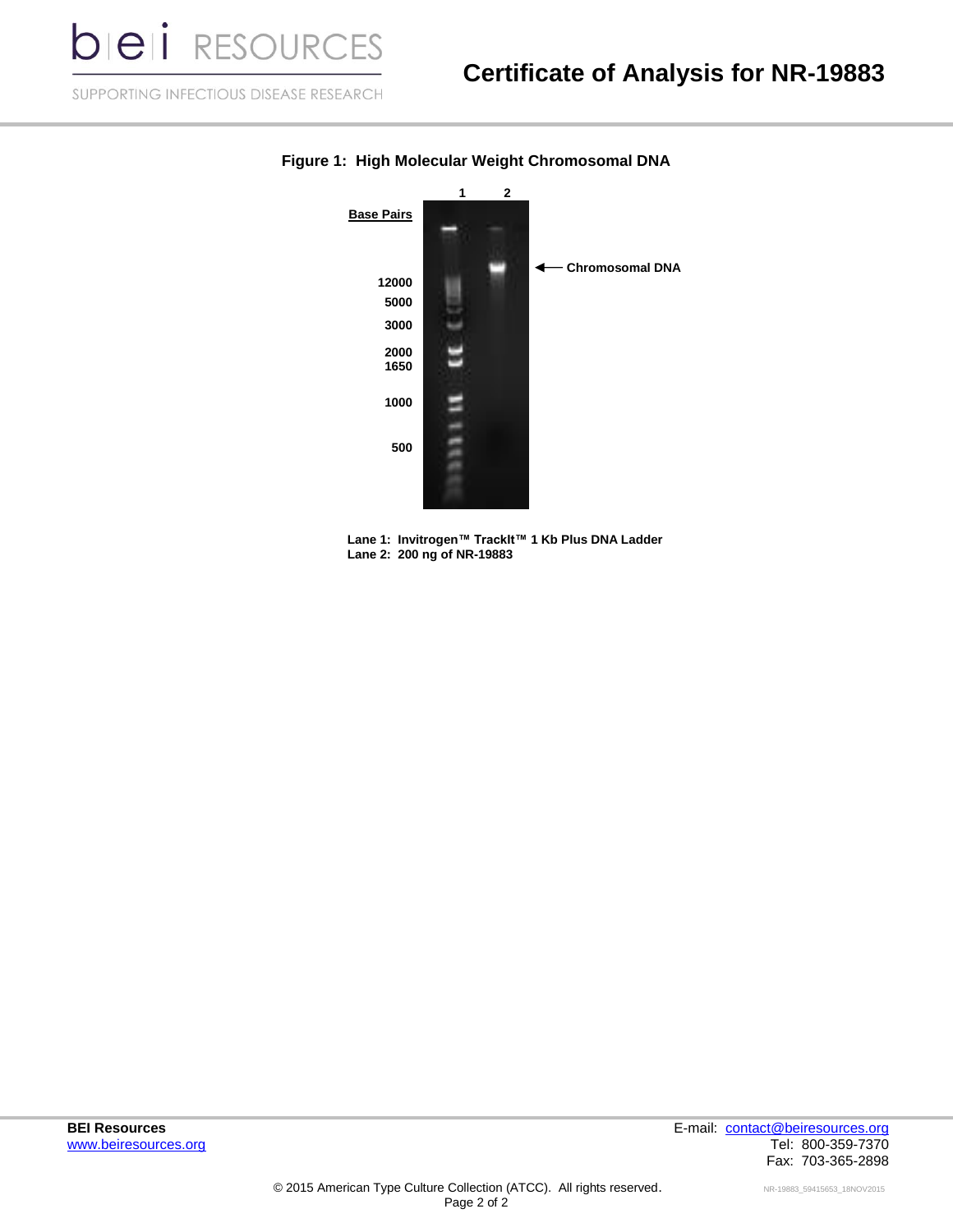**Figure 1: High Molecular Weight Chromosomal DNA**

1 2

Base Pairs

12000

5000

3000

2000

1650

1000

500

Chromosomal DNA

**Lane 1: Invitrogen™ TrackIt™ 1 Kb Plus DNA Ladder**
**Lane 2: 200 ng of NR-19883**

**BEI Resources**
www.beiresources.org

E-mail: contact@beiresources.org
Tel: 800-359-7370
Fax: 703-365-2898

© 2015 American Type Culture Collection (ATCC). All rights reserved.

NR-19883_59415653_18NOV2015